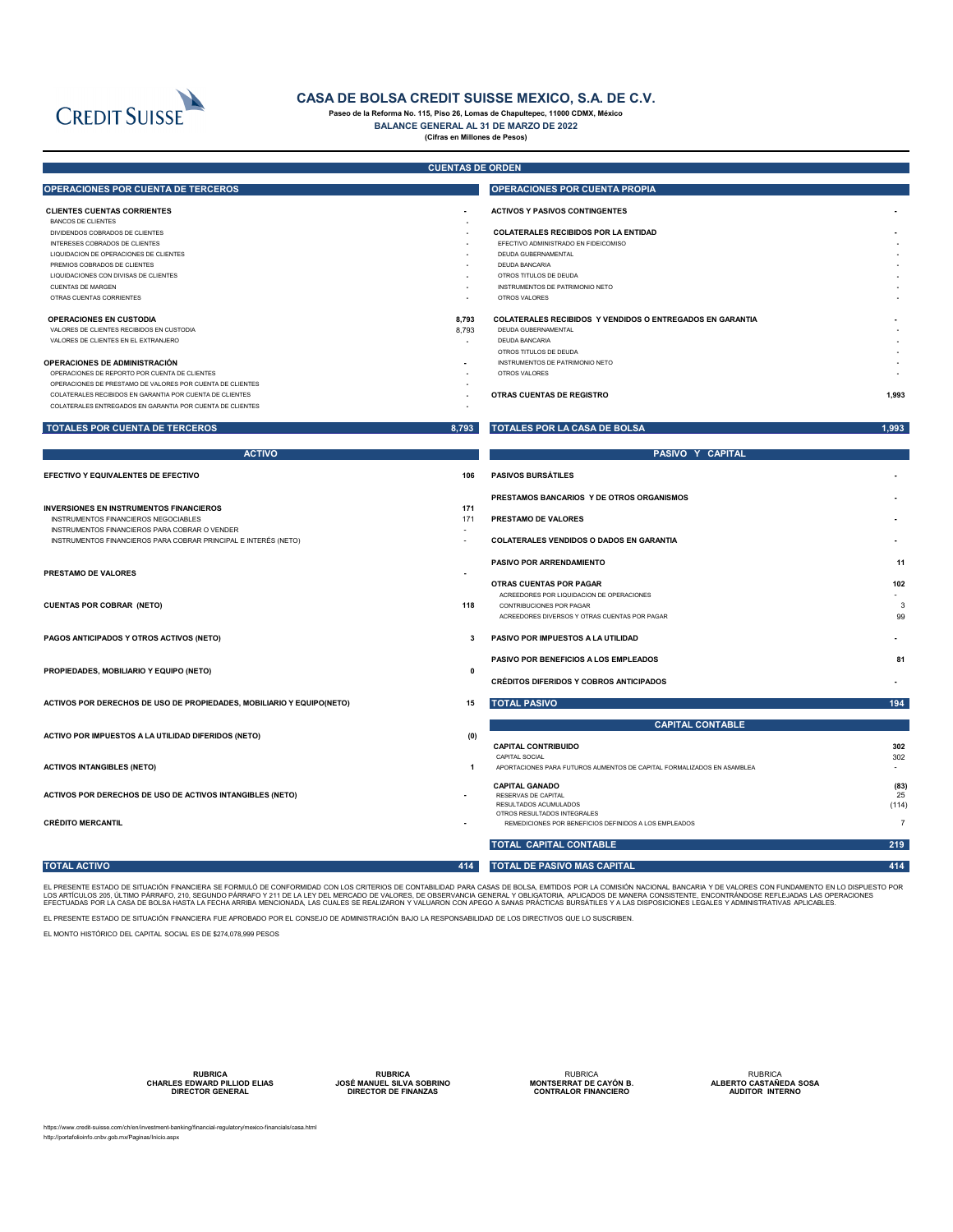# CASA DE BOLSA CREDIT SUISSE MEXICO, S.A. DE C.V.

**Paseo de la Reforma No. 115, Piso 26, Lomas de Chapultepec, 11000 CDMX, México**

**BALANCE GENERAL AL 31 DE MARZO DE 2022**

**(Cifras en Millones de Pesos)**

## CUENTAS DE ORDEN

| OPERACIONES POR CUENTA DE TERCEROS | | OPERACIONES POR CUENTA PROPIA | |
|---|---|---|---|
| **CLIENTES CUENTAS CORRIENTES** | - | **ACTIVOS Y PASIVOS CONTINGENTES** | - |
| BANCOS DE CLIENTES | - | | |
| DIVIDENDOS COBRADOS DE CLIENTES | - | **COLATERALES RECIBIDOS POR LA ENTIDAD** | - |
| INTERESES COBRADOS DE CLIENTES | - | EFECTIVO ADMINISTRADO EN FIDEICOMISO | - |
| LIQUIDACION DE OPERACIONES DE CLIENTES | - | DEUDA GUBERNAMENTAL | - |
| PREMIOS COBRADOS DE CLIENTES | - | DEUDA BANCARIA | - |
| LIQUIDACIONES CON DIVISAS DE CLIENTES | - | OTROS TITULOS DE DEUDA | - |
| CUENTAS DE MARGEN | - | INSTRUMENTOS DE PATRIMONIO NETO | - |
| OTRAS CUENTAS CORRIENTES | - | OTROS VALORES | - |
| **OPERACIONES EN CUSTODIA** | **8,793** | **COLATERALES RECIBIDOS Y VENDIDOS O ENTREGADOS EN GARANTIA** | - |
| VALORES DE CLIENTES RECIBIDOS EN CUSTODIA | 8,793 | DEUDA GUBERNAMENTAL | - |
| VALORES DE CLIENTES EN EL EXTRANJERO | - | DEUDA BANCARIA | - |
| | | OTROS TITULOS DE DEUDA | - |
| **OPERACIONES DE ADMINISTRACIÓN** | - | INSTRUMENTOS DE PATRIMONIO NETO | - |
| OPERACIONES DE REPORTO POR CUENTA DE CLIENTES | - | OTROS VALORES | - |
| OPERACIONES DE PRESTAMO DE VALORES POR CUENTA DE CLIENTES | - | | |
| COLATERALES RECIBIDOS EN GARANTIA POR CUENTA DE CLIENTES | - | **OTRAS CUENTAS DE REGISTRO** | **1,993** |
| COLATERALES ENTREGADOS EN GARANTIA POR CUENTA DE CLIENTES | - | | |
| **TOTALES POR CUENTA DE TERCEROS** | **8,793** | **TOTALES POR LA CASA DE BOLSA** | **1,993** |

| ACTIVO | | PASIVO Y CAPITAL | |
|---|---|---|---|
| **EFECTIVO Y EQUIVALENTES DE EFECTIVO** | **106** | **PASIVOS BURSÁTILES** | - |
| | | **PRESTAMOS BANCARIOS Y DE OTROS ORGANISMOS** | - |
| **INVERSIONES EN INSTRUMENTOS FINANCIEROS** | **171** | | |
| INSTRUMENTOS FINANCIEROS NEGOCIABLES | 171 | **PRESTAMO DE VALORES** | - |
| INSTRUMENTOS FINANCIEROS PARA COBRAR O VENDER | - | | |
| INSTRUMENTOS FINANCIEROS PARA COBRAR PRINCIPAL E INTERÉS (NETO) | - | **COLATERALES VENDIDOS O DADOS EN GARANTIA** | - |
| | | **PASIVO POR ARRENDAMIENTO** | **11** |
| **PRESTAMO DE VALORES** | - | | |
| | | **OTRAS CUENTAS POR PAGAR** | **102** |
| | | ACREEDORES POR LIQUIDACION DE OPERACIONES | - |
| **CUENTAS POR COBRAR (NETO)** | **118** | CONTRIBUCIONES POR PAGAR | 3 |
| | | ACREEDORES DIVERSOS Y OTRAS CUENTAS POR PAGAR | 99 |
| **PAGOS ANTICIPADOS Y OTROS ACTIVOS (NETO)** | **3** | **PASIVO POR IMPUESTOS A LA UTILIDAD** | - |
| | | **PASIVO POR BENEFICIOS A LOS EMPLEADOS** | **81** |
| **PROPIEDADES, MOBILIARIO Y EQUIPO (NETO)** | **0** | | |
| | | **CRÉDITOS DIFERIDOS Y COBROS ANTICIPADOS** | - |
| **ACTIVOS POR DERECHOS DE USO DE PROPIEDADES, MOBILIARIO Y EQUIPO(NETO)** | **15** | **TOTAL PASIVO** | **194** |
| | | **CAPITAL CONTABLE** | |
| **ACTIVO POR IMPUESTOS A LA UTILIDAD DIFERIDOS (NETO)** | **(0)** | | |
| | | **CAPITAL CONTRIBUIDO** | **302** |
| | | CAPITAL SOCIAL | 302 |
| **ACTIVOS INTANGIBLES (NETO)** | **1** | APORTACIONES PARA FUTUROS AUMENTOS DE CAPITAL FORMALIZADOS EN ASAMBLEA | - |
| | | **CAPITAL GANADO** | **(83)** |
| **ACTIVOS POR DERECHOS DE USO DE ACTIVOS INTANGIBLES (NETO)** | - | RESERVAS DE CAPITAL | 25 |
| | | RESULTADOS ACUMULADOS | (114) |
| | | OTROS RESULTADOS INTEGRALES | |
| **CRÉDITO MERCANTIL** | - | REMEDICIONES POR BENEFICIOS DEFINIDOS A LOS EMPLEADOS | 7 |
| | | **TOTAL CAPITAL CONTABLE** | **219** |
| **TOTAL ACTIVO** | **414** | **TOTAL DE PASIVO MAS CAPITAL** | **414** |

EL PRESENTE ESTADO DE SITUACIÓN FINANCIERA SE FORMULÓ DE CONFORMIDAD CON LOS CRITERIOS DE CONTABILIDAD PARA CASAS DE BOLSA, EMITIDOS POR LA COMISIÓN NACIONAL BANCARIA Y DE VALORES CON FUNDAMENTO EN LO DISPUESTO POR LOS ARTÍCULOS 205, ÚLTIMO PÁRRAFO, 210, SEGUNDO PÁRRAFO Y 211 DE LA LEY DEL MERCADO DE VALORES, DE OBSERVANCIA GENERAL Y OBLIGATORIA, APLICADOS DE MANERA CONSISTENTE, ENCONTRÁNDOSE REFLEJADAS LAS OPERACIONES EFECTUADAS POR LA CASA DE BOLSA HASTA LA FECHA ARRIBA MENCIONADA, LAS CUALES SE REALIZARON Y VALUARON CON APEGO A SANAS PRÁCTICAS BURSÁTILES Y A LAS DISPOSICIONES LEGALES Y ADMINISTRATIVAS APLICABLES.

EL PRESENTE ESTADO DE SITUACIÓN FINANCIERA FUE APROBADO POR EL CONSEJO DE ADMINISTRACIÓN BAJO LA RESPONSABILIDAD DE LOS DIRECTIVOS QUE LO SUSCRIBEN.

EL MONTO HISTÓRICO DEL CAPITAL SOCIAL ES DE $274,078,999 PESOS

| RUBRICA | RUBRICA | RUBRICA | RUBRICA |
|---|---|---|---|
| **CHARLES EDWARD PILLIOD ELIAS** | **JOSÉ MANUEL SILVA SOBRINO** | **MONTSERRAT DE CAYÓN B.** | **ALBERTO CASTAÑEDA SOSA** |
| **DIRECTOR GENERAL** | **DIRECTOR DE FINANZAS** | **CONTRALOR FINANCIERO** | **AUDITOR INTERNO** |

https://www.credit-suisse.com/ch/en/investment-banking/financial-regulatory/mexico-financials/casa.html
http://portafolioinfo.cnbv.gob.mx/Paginas/Inicio.aspx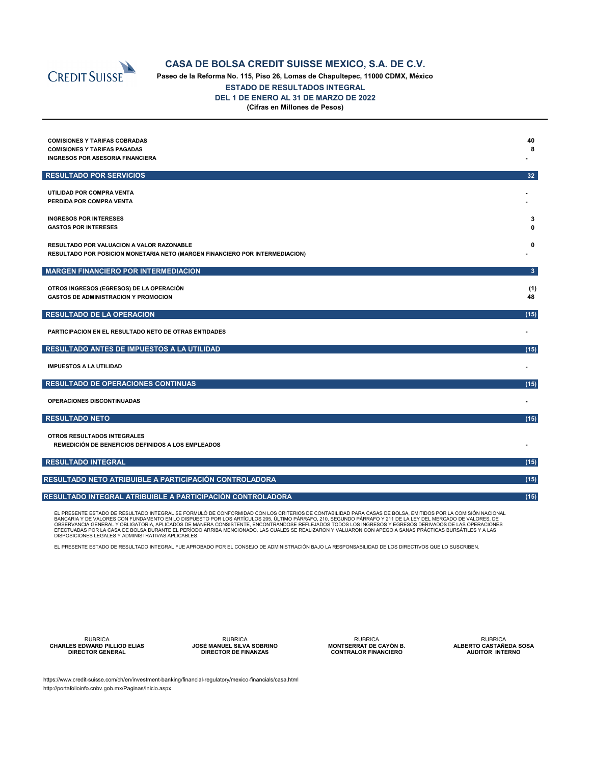# CASA DE BOLSA CREDIT SUISSE MEXICO, S.A. DE C.V.

**Paseo de la Reforma No. 115, Piso 26, Lomas de Chapultepec, 11000 CDMX, México**

## ESTADO DE RESULTADOS INTEGRAL

### DEL 1 DE ENERO AL 31 DE MARZO DE 2022

**(Cifras en Millones de Pesos)**

| Concepto | |
|---|---|
| COMISIONES Y TARIFAS COBRADAS | 40 |
| COMISIONES Y TARIFAS PAGADAS | 8 |
| INGRESOS POR ASESORIA FINANCIERA | - |
| **RESULTADO POR SERVICIOS** | **32** |
| UTILIDAD POR COMPRA VENTA | - |
| PERDIDA POR COMPRA VENTA | - |
| INGRESOS POR INTERESES | 3 |
| GASTOS POR INTERESES | 0 |
| RESULTADO POR VALUACION A VALOR RAZONABLE | 0 |
| RESULTADO POR POSICION MONETARIA NETO (MARGEN FINANCIERO POR INTERMEDIACION) | - |
| **MARGEN FINANCIERO POR INTERMEDIACION** | **3** |
| OTROS INGRESOS (EGRESOS) DE LA OPERACIÓN | (1) |
| GASTOS DE ADMINISTRACION Y PROMOCION | 48 |
| **RESULTADO DE LA OPERACION** | **(15)** |
| PARTICIPACION EN EL RESULTADO NETO DE OTRAS ENTIDADES | - |
| **RESULTADO ANTES DE IMPUESTOS A LA UTILIDAD** | **(15)** |
| IMPUESTOS A LA UTILIDAD | - |
| **RESULTADO DE OPERACIONES CONTINUAS** | **(15)** |
| OPERACIONES DISCONTINUADAS | - |
| **RESULTADO NETO** | **(15)** |
| OTROS RESULTADOS INTEGRALES | |
| REMEDICIÓN DE BENEFICIOS DEFINIDOS A LOS EMPLEADOS | - |
| **RESULTADO INTEGRAL** | **(15)** |
| **RESULTADO NETO ATRIBUIBLE A PARTICIPACIÓN CONTROLADORA** | **(15)** |
| **RESULTADO INTEGRAL ATRIBUIBLE A PARTICIPACIÓN CONTROLADORA** | **(15)** |

EL PRESENTE ESTADO DE RESULTADO INTEGRAL SE FORMULÓ DE CONFORMIDAD CON LOS CRITERIOS DE CONTABILIDAD PARA CASAS DE BOLSA, EMITIDOS POR LA COMISIÓN NACIONAL BANCARIA Y DE VALORES CON FUNDAMENTO EN LO DISPUESTO POR LOS ARTÍCULOS 205, ÚLTIMO PÁRRAFO, 210, SEGUNDO PÁRRAFO Y 211 DE LA LEY DEL MERCADO DE VALORES, DE OBSERVANCIA GENERAL Y OBLIGATORIA, APLICADOS DE MANERA CONSISTENTE, ENCONTRÁNDOSE REFLEJADOS TODOS LOS INGRESOS Y EGRESOS DERIVADOS DE LAS OPERACIONES EFECTUADAS POR LA CASA DE BOLSA DURANTE EL PERÍODO ARRIBA MENCIONADO, LAS CUALES SE REALIZARON Y VALUARON CON APEGO A SANAS PRÁCTICAS BURSÁTILES Y A LAS DISPOSICIONES LEGALES Y ADMINISTRATIVAS APLICABLES.

EL PRESENTE ESTADO DE RESULTADO INTEGRAL FUE APROBADO POR EL CONSEJO DE ADMINISTRACIÓN BAJO LA RESPONSABILIDAD DE LOS DIRECTIVOS QUE LO SUSCRIBEN.

| RUBRICA | RUBRICA | RUBRICA | RUBRICA |
|---|---|---|---|
| **CHARLES EDWARD PILLIOD ELIAS** | **JOSÉ MANUEL SILVA SOBRINO** | **MONTSERRAT DE CAYÓN B.** | **ALBERTO CASTAÑEDA SOSA** |
| **DIRECTOR GENERAL** | **DIRECTOR DE FINANZAS** | **CONTRALOR FINANCIERO** | **AUDITOR INTERNO** |

https://www.credit-suisse.com/ch/en/investment-banking/financial-regulatory/mexico-financials/casa.html

http://portafolioinfo.cnbv.gob.mx/Paginas/Inicio.aspx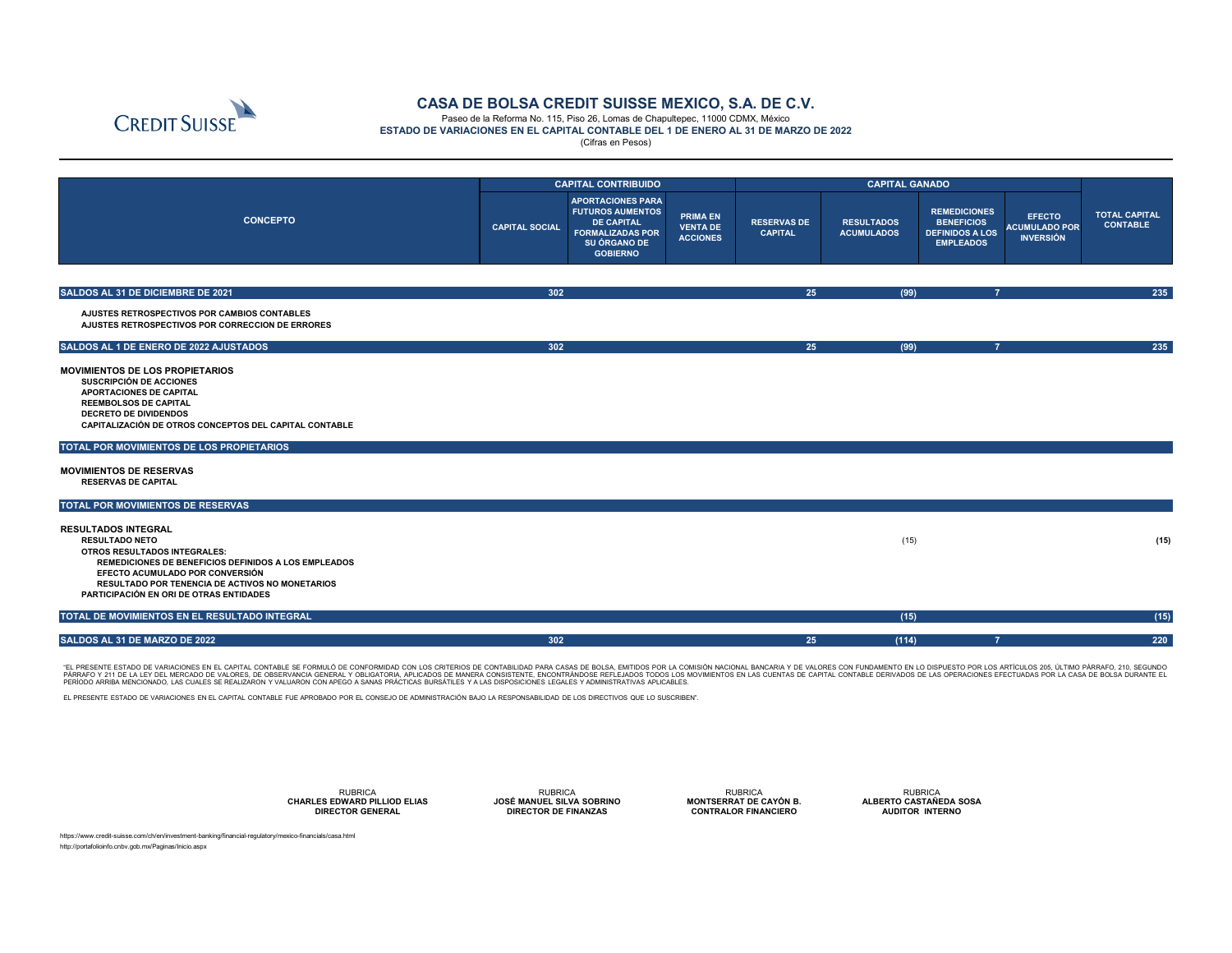# CASA DE BOLSA CREDIT SUISSE MEXICO, S.A. DE C.V.

Paseo de la Reforma No. 115, Piso 26, Lomas de Chapultepec, 11000 CDMX, México

**ESTADO DE VARIACIONES EN EL CAPITAL CONTABLE DEL 1 DE ENERO AL 31 DE MARZO DE 2022**

(Cifras en Pesos)

| CONCEPTO | CAPITAL CONTRIBUIDO | | | CAPITAL GANADO | | | | TOTAL CAPITAL CONTABLE |
|---|---|---|---|---|---|---|---|---|
| | CAPITAL SOCIAL | APORTACIONES PARA FUTUROS AUMENTOS DE CAPITAL FORMALIZADAS POR SU ÓRGANO DE GOBIERNO | PRIMA EN VENTA DE ACCIONES | RESERVAS DE CAPITAL | RESULTADOS ACUMULADOS | REMEDICIONES BENEFICIOS DEFINIDOS A LOS EMPLEADOS | EFECTO ACUMULADO POR INVERSIÓN | |
| **SALDOS AL 31 DE DICIEMBRE DE 2021** | 302 | | | 25 | (99) | 7 | | 235 |
| AJUSTES RETROSPECTIVOS POR CAMBIOS CONTABLES | | | | | | | | |
| AJUSTES RETROSPECTIVOS POR CORRECCION DE ERRORES | | | | | | | | |
| **SALDOS AL 1 DE ENERO DE 2022 AJUSTADOS** | 302 | | | 25 | (99) | 7 | | 235 |
| **MOVIMIENTOS DE LOS PROPIETARIOS** | | | | | | | | |
| SUSCRIPCIÓN DE ACCIONES | | | | | | | | |
| APORTACIONES DE CAPITAL | | | | | | | | |
| REEMBOLSOS DE CAPITAL | | | | | | | | |
| DECRETO DE DIVIDENDOS | | | | | | | | |
| CAPITALIZACIÓN DE OTROS CONCEPTOS DEL CAPITAL CONTABLE | | | | | | | | |
| **TOTAL POR MOVIMIENTOS DE LOS PROPIETARIOS** | | | | | | | | |
| **MOVIMIENTOS DE RESERVAS** | | | | | | | | |
| RESERVAS DE CAPITAL | | | | | | | | |
| **TOTAL POR MOVIMIENTOS DE RESERVAS** | | | | | | | | |
| **RESULTADOS INTEGRAL** | | | | | | | | |
| RESULTADO NETO | | | | | (15) | | | (15) |
| OTROS RESULTADOS INTEGRALES: | | | | | | | | |
| REMEDICIONES DE BENEFICIOS DEFINIDOS A LOS EMPLEADOS | | | | | | | | |
| EFECTO ACUMULADO POR CONVERSIÓN | | | | | | | | |
| RESULTADO POR TENENCIA DE ACTIVOS NO MONETARIOS | | | | | | | | |
| PARTICIPACIÓN EN ORI DE OTRAS ENTIDADES | | | | | | | | |
| **TOTAL DE MOVIMIENTOS EN EL RESULTADO INTEGRAL** | | | | | (15) | | | (15) |
| **SALDOS AL 31 DE MARZO DE 2022** | 302 | | | 25 | (114) | 7 | | 220 |

"EL PRESENTE ESTADO DE VARIACIONES EN EL CAPITAL CONTABLE SE FORMULÓ DE CONFORMIDAD CON LOS CRITERIOS DE CONTABILIDAD PARA CASAS DE BOLSA, EMITIDOS POR LA COMISIÓN NACIONAL BANCARIA Y DE VALORES CON FUNDAMENTO EN LO DISPUESTO POR LOS ARTÍCULOS 205, ÚLTIMO PÁRRAFO, 210, SEGUNDO PÁRRAFO Y 211 DE LA LEY DEL MERCADO DE VALORES, DE OBSERVANCIA GENERAL Y OBLIGATORIA, APLICADOS DE MANERA CONSISTENTE, ENCONTRÁNDOSE REFLEJADOS TODOS LOS MOVIMIENTOS EN LAS CUENTAS DE CAPITAL CONTABLE DERIVADOS DE LAS OPERACIONES EFECTUADAS POR LA CASA DE BOLSA DURANTE EL PERÍODO ARRIBA MENCIONADO, LAS CUALES SE REALIZARON Y VALUARON CON APEGO A SANAS PRÁCTICAS BURSÁTILES Y A LAS DISPOSICIONES LEGALES Y ADMINISTRATIVAS APLICABLES.

EL PRESENTE ESTADO DE VARIACIONES EN EL CAPITAL CONTABLE FUE APROBADO POR EL CONSEJO DE ADMINISTRACIÓN BAJO LA RESPONSABILIDAD DE LOS DIRECTIVOS QUE LO SUSCRIBEN".

| RUBRICA | RUBRICA | RUBRICA | RUBRICA |
|---|---|---|---|
| **CHARLES EDWARD PILLIOD ELIAS** | **JOSÉ MANUEL SILVA SOBRINO** | **MONTSERRAT DE CAYÓN B.** | **ALBERTO CASTAÑEDA SOSA** |
| **DIRECTOR GENERAL** | **DIRECTOR DE FINANZAS** | **CONTRALOR FINANCIERO** | **AUDITOR INTERNO** |

https://www.credit-suisse.com/ch/en/investment-banking/financial-regulatory/mexico-financials/casa.html

http://portafolioinfo.cnbv.gob.mx/Paginas/Inicio.aspx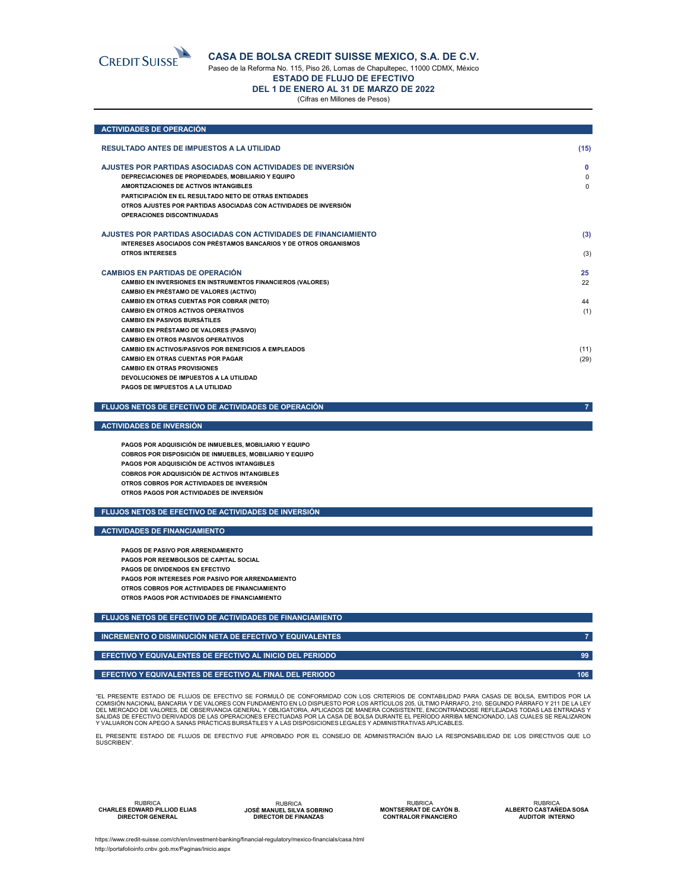**CREDIT SUISSE**

# CASA DE BOLSA CREDIT SUISSE MEXICO, S.A. DE C.V.

Paseo de la Reforma No. 115, Piso 26, Lomas de Chapultepec, 11000 CDMX, México

**ESTADO DE FLUJO DE EFECTIVO**

**DEL 1 DE ENERO AL 31 DE MARZO DE 2022**

(Cifras en Millones de Pesos)

| | |
|---|---|
| **ACTIVIDADES DE OPERACIÓN** | |
| **RESULTADO ANTES DE IMPUESTOS A LA UTILIDAD** | **(15)** |
| **AJUSTES POR PARTIDAS ASOCIADAS CON ACTIVIDADES DE INVERSIÓN** | **0** |
| DEPRECIACIONES DE PROPIEDADES, MOBILIARIO Y EQUIPO | 0 |
| AMORTIZACIONES DE ACTIVOS INTANGIBLES | 0 |
| PARTICIPACIÓN EN EL RESULTADO NETO DE OTRAS ENTIDADES | |
| OTROS AJUSTES POR PARTIDAS ASOCIADAS CON ACTIVIDADES DE INVERSIÓN | |
| OPERACIONES DISCONTINUADAS | |
| **AJUSTES POR PARTIDAS ASOCIADAS CON ACTIVIDADES DE FINANCIAMIENTO** | **(3)** |
| INTERESES ASOCIADOS CON PRÉSTAMOS BANCARIOS Y DE OTROS ORGANISMOS | |
| OTROS INTERESES | (3) |
| **CAMBIOS EN PARTIDAS DE OPERACIÓN** | **25** |
| CAMBIO EN INVERSIONES EN INSTRUMENTOS FINANCIEROS (VALORES) | 22 |
| CAMBIO EN PRÉSTAMO DE VALORES (ACTIVO) | |
| CAMBIO EN OTRAS CUENTAS POR COBRAR (NETO) | 44 |
| CAMBIO EN OTROS ACTIVOS OPERATIVOS | (1) |
| CAMBIO EN PASIVOS BURSÁTILES | |
| CAMBIO EN PRÉSTAMO DE VALORES (PASIVO) | |
| CAMBIO EN OTROS PASIVOS OPERATIVOS | |
| CAMBIO EN ACTIVOS/PASIVOS POR BENEFICIOS A EMPLEADOS | (11) |
| CAMBIO EN OTRAS CUENTAS POR PAGAR | (29) |
| CAMBIO EN OTRAS PROVISIONES | |
| DEVOLUCIONES DE IMPUESTOS A LA UTILIDAD | |
| PAGOS DE IMPUESTOS A LA UTILIDAD | |
| **FLUJOS NETOS DE EFECTIVO DE ACTIVIDADES DE OPERACIÓN** | **7** |
| **ACTIVIDADES DE INVERSIÓN** | |
| PAGOS POR ADQUISICIÓN DE INMUEBLES, MOBILIARIO Y EQUIPO | |
| COBROS POR DISPOSICIÓN DE INMUEBLES, MOBILIARIO Y EQUIPO | |
| PAGOS POR ADQUISICIÓN DE ACTIVOS INTANGIBLES | |
| COBROS POR ADQUISICIÓN DE ACTIVOS INTANGIBLES | |
| OTROS COBROS POR ACTIVIDADES DE INVERSIÓN | |
| OTROS PAGOS POR ACTIVIDADES DE INVERSIÓN | |
| **FLUJOS NETOS DE EFECTIVO DE ACTIVIDADES DE INVERSIÓN** | |
| **ACTIVIDADES DE FINANCIAMIENTO** | |
| PAGOS DE PASIVO POR ARRENDAMIENTO | |
| PAGOS POR REEMBOLSOS DE CAPITAL SOCIAL | |
| PAGOS DE DIVIDENDOS EN EFECTIVO | |
| PAGOS POR INTERESES POR PASIVO POR ARRENDAMIENTO | |
| OTROS COBROS POR ACTIVIDADES DE FINANCIAMIENTO | |
| OTROS PAGOS POR ACTIVIDADES DE FINANCIAMIENTO | |
| **FLUJOS NETOS DE EFECTIVO DE ACTIVIDADES DE FINANCIAMIENTO** | |
| **INCREMENTO O DISMINUCIÓN NETA DE EFECTIVO Y EQUIVALENTES** | **7** |
| **EFECTIVO Y EQUIVALENTES DE EFECTIVO AL INICIO DEL PERIODO** | **99** |
| **EFECTIVO Y EQUIVALENTES DE EFECTIVO AL FINAL DEL PERIODO** | **106** |

"EL PRESENTE ESTADO DE FLUJOS DE EFECTIVO SE FORMULÓ DE CONFORMIDAD CON LOS CRITERIOS DE CONTABILIDAD PARA CASAS DE BOLSA, EMITIDOS POR LA COMISIÓN NACIONAL BANCARIA Y DE VALORES CON FUNDAMENTO EN LO DISPUESTO POR LOS ARTÍCULOS 205, ÚLTIMO PÁRRAFO, 210, SEGUNDO PÁRRAFO Y 211 DE LA LEY DEL MERCADO DE VALORES, DE OBSERVANCIA GENERAL Y OBLIGATORIA, APLICADOS DE MANERA CONSISTENTE, ENCONTRÁNDOSE REFLEJADAS TODAS LAS ENTRADAS Y SALIDAS DE EFECTIVO DERIVADOS DE LAS OPERACIONES EFECTUADAS POR LA CASA DE BOLSA DURANTE EL PERÍODO ARRIBA MENCIONADO, LAS CUALES SE REALIZARON Y VALUARON CON APEGO A SANAS PRÁCTICAS BURSÁTILES Y A LAS DISPOSICIONES LEGALES Y ADMINISTRATIVAS APLICABLES.

EL PRESENTE ESTADO DE FLUJOS DE EFECTIVO FUE APROBADO POR EL CONSEJO DE ADMINISTRACIÓN BAJO LA RESPONSABILIDAD DE LOS DIRECTIVOS QUE LO SUSCRIBEN".

| | | | |
|---|---|---|---|
| RUBRICA | RUBRICA | RUBRICA | RUBRICA |
| **CHARLES EDWARD PILLIOD ELIAS** | **JOSÉ MANUEL SILVA SOBRINO** | **MONTSERRAT DE CAYÓN B.** | **ALBERTO CASTAÑEDA SOSA** |
| **DIRECTOR GENERAL** | **DIRECTOR DE FINANZAS** | **CONTRALOR FINANCIERO** | **AUDITOR INTERNO** |

https://www.credit-suisse.com/ch/en/investment-banking/financial-regulatory/mexico-financials/casa.html

http://portafolioinfo.cnbv.gob.mx/Paginas/Inicio.aspx